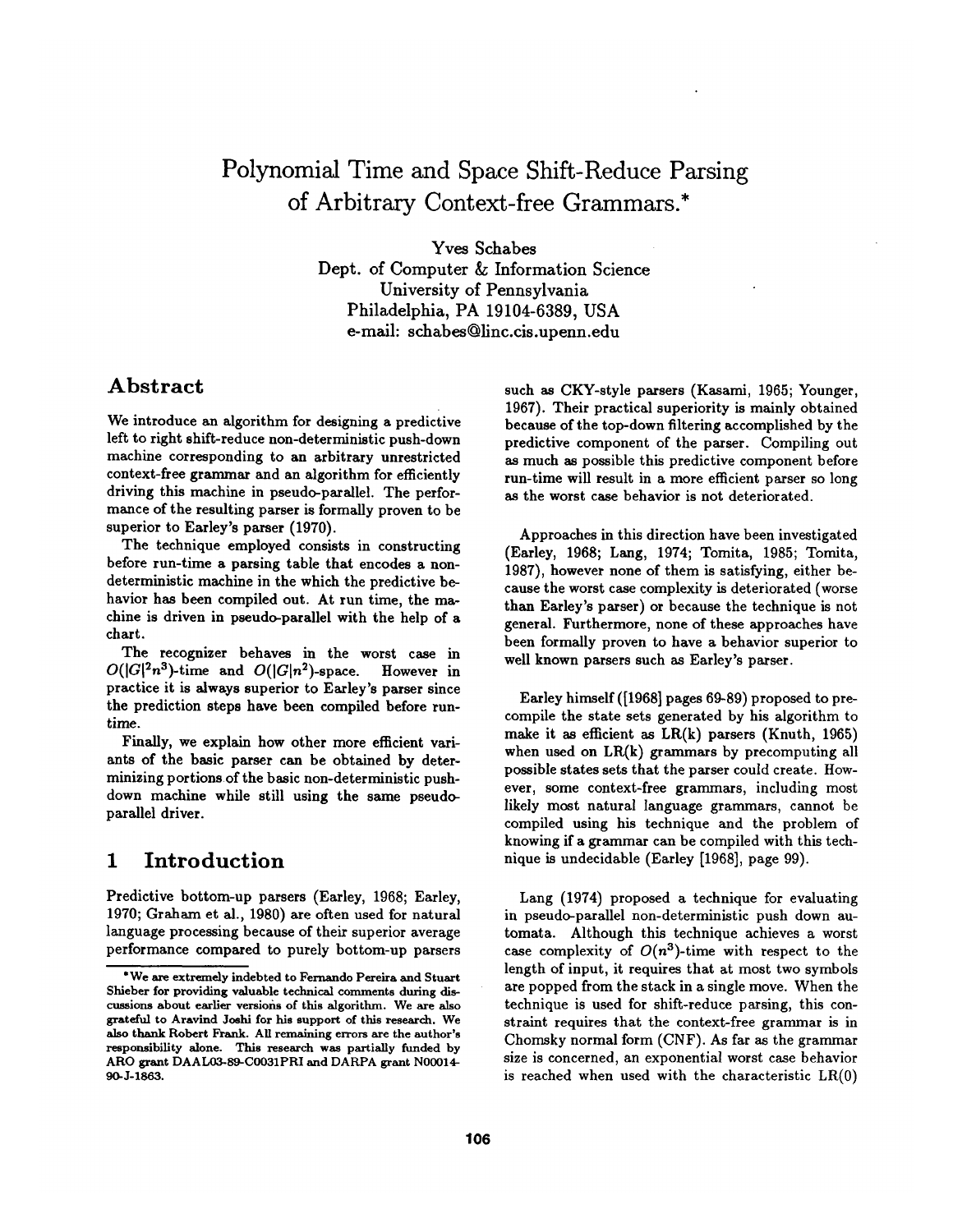# Polynomial Time and Space Shift-Reduce Parsing of Arbitrary Context-free Grammars.*

Yves Schabes
Dept. of Computer & Information Science
University of Pennsylvania
Philadelphia, PA 19104-6389, USA
e-mail: schabes@linc.cis.upenn.edu

## Abstract

We introduce an algorithm for designing a predictive left to right shift-reduce non-deterministic push-down machine corresponding to an arbitrary unrestricted context-free grammar and an algorithm for efficiently driving this machine in pseudo-parallel. The performance of the resulting parser is formally proven to be superior to Earley's parser (1970).

The technique employed consists in constructing before run-time a parsing table that encodes a non-deterministic machine in the which the predictive behavior has been compiled out. At run time, the machine is driven in pseudo-parallel with the help of a chart.

The recognizer behaves in the worst case in $O(|G|^2n^3)$-time and $O(|G|n^2)$-space. However in practice it is always superior to Earley's parser since the prediction steps have been compiled before run-time.

Finally, we explain how other more efficient variants of the basic parser can be obtained by determinizing portions of the basic non-deterministic push-down machine while still using the same pseudo-parallel driver.

## 1 Introduction

Predictive bottom-up parsers (Earley, 1968; Earley, 1970; Graham et al., 1980) are often used for natural language processing because of their superior average performance compared to purely bottom-up parsers such as CKY-style parsers (Kasami, 1965; Younger, 1967). Their practical superiority is mainly obtained because of the top-down filtering accomplished by the predictive component of the parser. Compiling out as much as possible this predictive component before run-time will result in a more efficient parser so long as the worst case behavior is not deteriorated.

Approaches in this direction have been investigated (Earley, 1968; Lang, 1974; Tomita, 1985; Tomita, 1987), however none of them is satisfying, either because the worst case complexity is deteriorated (worse than Earley's parser) or because the technique is not general. Furthermore, none of these approaches have been formally proven to have a behavior superior to well known parsers such as Earley's parser.

Earley himself ([1968] pages 69-89) proposed to precompile the state sets generated by his algorithm to make it as efficient as LR(k) parsers (Knuth, 1965) when used on LR(k) grammars by precomputing all possible states sets that the parser could create. However, some context-free grammars, including most likely most natural language grammars, cannot be compiled using his technique and the problem of knowing if a grammar can be compiled with this technique is undecidable (Earley [1968], page 99).

Lang (1974) proposed a technique for evaluating in pseudo-parallel non-deterministic push down automata. Although this technique achieves a worst case complexity of $O(n^3)$-time with respect to the length of input, it requires that at most two symbols are popped from the stack in a single move. When the technique is used for shift-reduce parsing, this constraint requires that the context-free grammar is in Chomsky normal form (CNF). As far as the grammar size is concerned, an exponential worst case behavior is reached when used with the characteristic LR(0)

*We are extremely indebted to Fernando Pereira and Stuart Shieber for providing valuable technical comments during discussions about earlier versions of this algorithm. We are also grateful to Aravind Joshi for his support of this research. We also thank Robert Frank. All remaining errors are the author's responsibility alone. This research was partially funded by ARO grant DAAL03-89-C0031PRI and DARPA grant N00014-90-J-1863.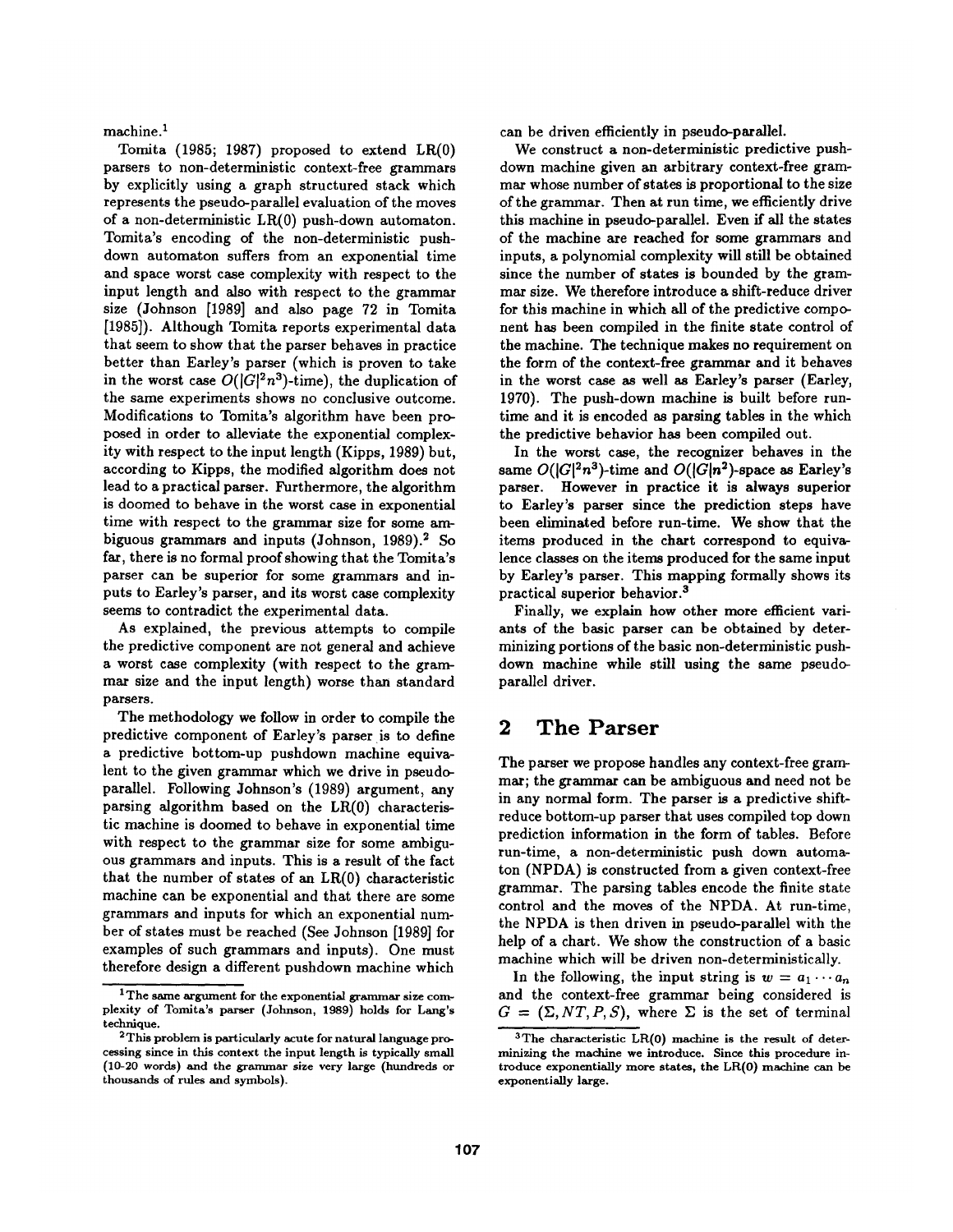machine.[1]

Tomita (1985; 1987) proposed to extend LR(0) parsers to non-deterministic context-free grammars by explicitly using a graph structured stack which represents the pseudo-parallel evaluation of the moves of a non-deterministic LR(0) push-down automaton. Tomita's encoding of the non-deterministic push-down automaton suffers from an exponential time and space worst case complexity with respect to the input length and also with respect to the grammar size (Johnson [1989] and also page 72 in Tomita [1985]). Although Tomita reports experimental data that seem to show that the parser behaves in practice better than Earley's parser (which is proven to take in the worst case $O(|G|^2n^3)$-time), the duplication of the same experiments shows no conclusive outcome. Modifications to Tomita's algorithm have been proposed in order to alleviate the exponential complexity with respect to the input length (Kipps, 1989) but, according to Kipps, the modified algorithm does not lead to a practical parser. Furthermore, the algorithm is doomed to behave in the worst case in exponential time with respect to the grammar size for some ambiguous grammars and inputs (Johnson, 1989).[2] So far, there is no formal proof showing that the Tomita's parser can be superior for some grammars and inputs to Earley's parser, and its worst case complexity seems to contradict the experimental data.

As explained, the previous attempts to compile the predictive component are not general and achieve a worst case complexity (with respect to the grammar size and the input length) worse than standard parsers.

The methodology we follow in order to compile the predictive component of Earley's parser is to define a predictive bottom-up pushdown machine equivalent to the given grammar which we drive in pseudo-parallel. Following Johnson's (1989) argument, any parsing algorithm based on the LR(0) characteristic machine is doomed to behave in exponential time with respect to the grammar size for some ambiguous grammars and inputs. This is a result of the fact that the number of states of an LR(0) characteristic machine can be exponential and that there are some grammars and inputs for which an exponential number of states must be reached (See Johnson [1989] for examples of such grammars and inputs). One must therefore design a different pushdown machine which can be driven efficiently in pseudo-parallel.

We construct a non-deterministic predictive push-down machine given an arbitrary context-free grammar whose number of states is proportional to the size of the grammar. Then at run time, we efficiently drive this machine in pseudo-parallel. Even if all the states of the machine are reached for some grammars and inputs, a polynomial complexity will still be obtained since the number of states is bounded by the grammar size. We therefore introduce a shift-reduce driver for this machine in which all of the predictive component has been compiled in the finite state control of the machine. The technique makes no requirement on the form of the context-free grammar and it behaves in the worst case as well as Earley's parser (Earley, 1970). The push-down machine is built before run-time and it is encoded as parsing tables in the which the predictive behavior has been compiled out.

In the worst case, the recognizer behaves in the same $O(|G|^2n^3)$-time and $O(|G|n^2)$-space as Earley's parser. However in practice it is always superior to Earley's parser since the prediction steps have been eliminated before run-time. We show that the items produced in the chart correspond to equivalence classes on the items produced for the same input by Earley's parser. This mapping formally shows its practical superior behavior.[3]

Finally, we explain how other more efficient variants of the basic parser can be obtained by determinizing portions of the basic non-deterministic push-down machine while still using the same pseudo-parallel driver.

## 2 The Parser

The parser we propose handles any context-free grammar; the grammar can be ambiguous and need not be in any normal form. The parser is a predictive shift-reduce bottom-up parser that uses compiled top down prediction information in the form of tables. Before run-time, a non-deterministic push down automaton (NPDA) is constructed from a given context-free grammar. The parsing tables encode the finite state control and the moves of the NPDA. At run-time, the NPDA is then driven in pseudo-parallel with the help of a chart. We show the construction of a basic machine which will be driven non-deterministically.

In the following, the input string is $w = a_1 \cdots a_n$ and the context-free grammar being considered is $G = (\Sigma, NT, P, S)$, where $\Sigma$ is the set of terminal

---

[1] The same argument for the exponential grammar size complexity of Tomita's parser (Johnson, 1989) holds for Lang's technique.

[2] This problem is particularly acute for natural language processing since in this context the input length is typically small (10-20 words) and the grammar size very large (hundreds or thousands of rules and symbols).

[3] The characteristic LR(0) machine is the result of determinizing the machine we introduce. Since this procedure introduce exponentially more states, the LR(0) machine can be exponentially large.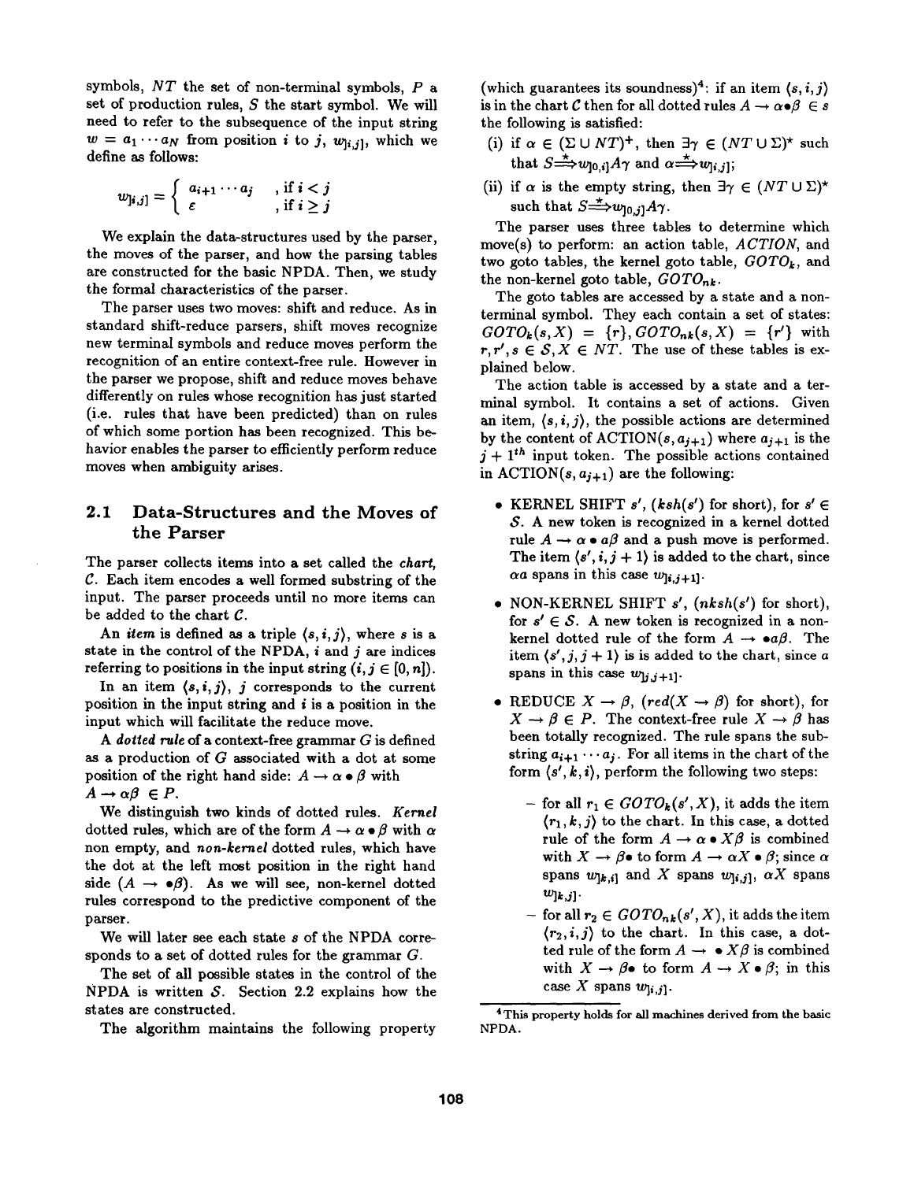symbols, $NT$ the set of non-terminal symbols, $P$ a set of production rules, $S$ the start symbol. We will need to refer to the subsequence of the input string $w = a_1 \cdots a_N$ from position $i$ to $j$, $w_{]i,j]}$, which we define as follows:

$$w_{]i,j]} = \begin{cases} a_{i+1} \cdots a_j & , \text{if } i < j \\ \varepsilon & , \text{if } i \geq j \end{cases}$$

We explain the data-structures used by the parser, the moves of the parser, and how the parsing tables are constructed for the basic NPDA. Then, we study the formal characteristics of the parser.

The parser uses two moves: shift and reduce. As in standard shift-reduce parsers, shift moves recognize new terminal symbols and reduce moves perform the recognition of an entire context-free rule. However in the parser we propose, shift and reduce moves behave differently on rules whose recognition has just started (i.e. rules that have been predicted) than on rules of which some portion has been recognized. This behavior enables the parser to efficiently perform reduce moves when ambiguity arises.

## 2.1 Data-Structures and the Moves of the Parser

The parser collects items into a set called the *chart*, $\mathcal{C}$. Each item encodes a well formed substring of the input. The parser proceeds until no more items can be added to the chart $\mathcal{C}$.

An *item* is defined as a triple $\langle s, i, j \rangle$, where $s$ is a state in the control of the NPDA, $i$ and $j$ are indices referring to positions in the input string ($i, j \in [0, n]$).

In an item $\langle s, i, j \rangle$, $j$ corresponds to the current position in the input string and $i$ is a position in the input which will facilitate the reduce move.

A *dotted rule* of a context-free grammar $G$ is defined as a production of $G$ associated with a dot at some position of the right hand side: $A \rightarrow \alpha \bullet \beta$ with $A \rightarrow \alpha\beta \in P$.

We distinguish two kinds of dotted rules. *Kernel* dotted rules, which are of the form $A \rightarrow \alpha \bullet \beta$ with $\alpha$ non empty, and *non-kernel* dotted rules, which have the dot at the left most position in the right hand side ($A \rightarrow \bullet\beta$). As we will see, non-kernel dotted rules correspond to the predictive component of the parser.

We will later see each state $s$ of the NPDA corresponds to a set of dotted rules for the grammar $G$.

The set of all possible states in the control of the NPDA is written $\mathcal{S}$. Section 2.2 explains how the states are constructed.

The algorithm maintains the following property (which guarantees its soundness)[4]: if an item $\langle s, i, j \rangle$ is in the chart $\mathcal{C}$ then for all dotted rules $A \rightarrow \alpha \bullet \beta \in s$ the following is satisfied:

(i) if $\alpha \in (\Sigma \cup NT)^+$, then $\exists \gamma \in (NT \cup \Sigma)^*$ such that $S \overset{*}{\Longrightarrow} w_{]0,i]} A \gamma$ and $\alpha \overset{*}{\Longrightarrow} w_{]i,j]}$;

(ii) if $\alpha$ is the empty string, then $\exists \gamma \in (NT \cup \Sigma)^*$ such that $S \overset{*}{\Longrightarrow} w_{]0,j]} A \gamma$.

The parser uses three tables to determine which move(s) to perform: an action table, $ACTION$, and two goto tables, the kernel goto table, $GOTO_k$, and the non-kernel goto table, $GOTO_{nk}$.

The goto tables are accessed by a state and a non-terminal symbol. They each contain a set of states: $GOTO_k(s, X) = \{r\}, GOTO_{nk}(s, X) = \{r'\}$ with $r, r', s \in \mathcal{S}, X \in NT$. The use of these tables is explained below.

The action table is accessed by a state and a terminal symbol. It contains a set of actions. Given an item, $\langle s, i, j \rangle$, the possible actions are determined by the content of $\text{ACTION}(s, a_{j+1})$ where $a_{j+1}$ is the $j+1^{th}$ input token. The possible actions contained in $\text{ACTION}(s, a_{j+1})$ are the following:

- KERNEL SHIFT $s'$, ($ksh(s')$ for short), for $s' \in \mathcal{S}$. A new token is recognized in a kernel dotted rule $A \rightarrow \alpha \bullet a\beta$ and a push move is performed. The item $\langle s', i, j+1 \rangle$ is added to the chart, since $\alpha a$ spans in this case $w_{]i,j+1]}$.
- NON-KERNEL SHIFT $s'$, ($nksh(s')$ for short), for $s' \in \mathcal{S}$. A new token is recognized in a non-kernel dotted rule of the form $A \rightarrow \bullet a\beta$. The item $\langle s', j, j+1 \rangle$ is is added to the chart, since $a$ spans in this case $w_{]j,j+1]}$.
- REDUCE $X \rightarrow \beta$, ($red(X \rightarrow \beta)$ for short), for $X \rightarrow \beta \in P$. The context-free rule $X \rightarrow \beta$ has been totally recognized. The rule spans the substring $a_{i+1} \cdots a_j$. For all items in the chart of the form $\langle s', k, i \rangle$, perform the following two steps:
  - for all $r_1 \in GOTO_k(s', X)$, it adds the item $\langle r_1, k, j \rangle$ to the chart. In this case, a dotted rule of the form $A \rightarrow \alpha \bullet X\beta$ is combined with $X \rightarrow \beta \bullet$ to form $A \rightarrow \alpha X \bullet \beta$; since $\alpha$ spans $w_{]k,i]}$ and $X$ spans $w_{]i,j]}$, $\alpha X$ spans $w_{]k,j]}$.
  - for all $r_2 \in GOTO_{nk}(s', X)$, it adds the item $\langle r_2, i, j \rangle$ to the chart. In this case, a dotted rule of the form $A \rightarrow \bullet X\beta$ is combined with $X \rightarrow \beta \bullet$ to form $A \rightarrow X \bullet \beta$; in this case $X$ spans $w_{]i,j]}$.

[4] This property holds for all machines derived from the basic NPDA.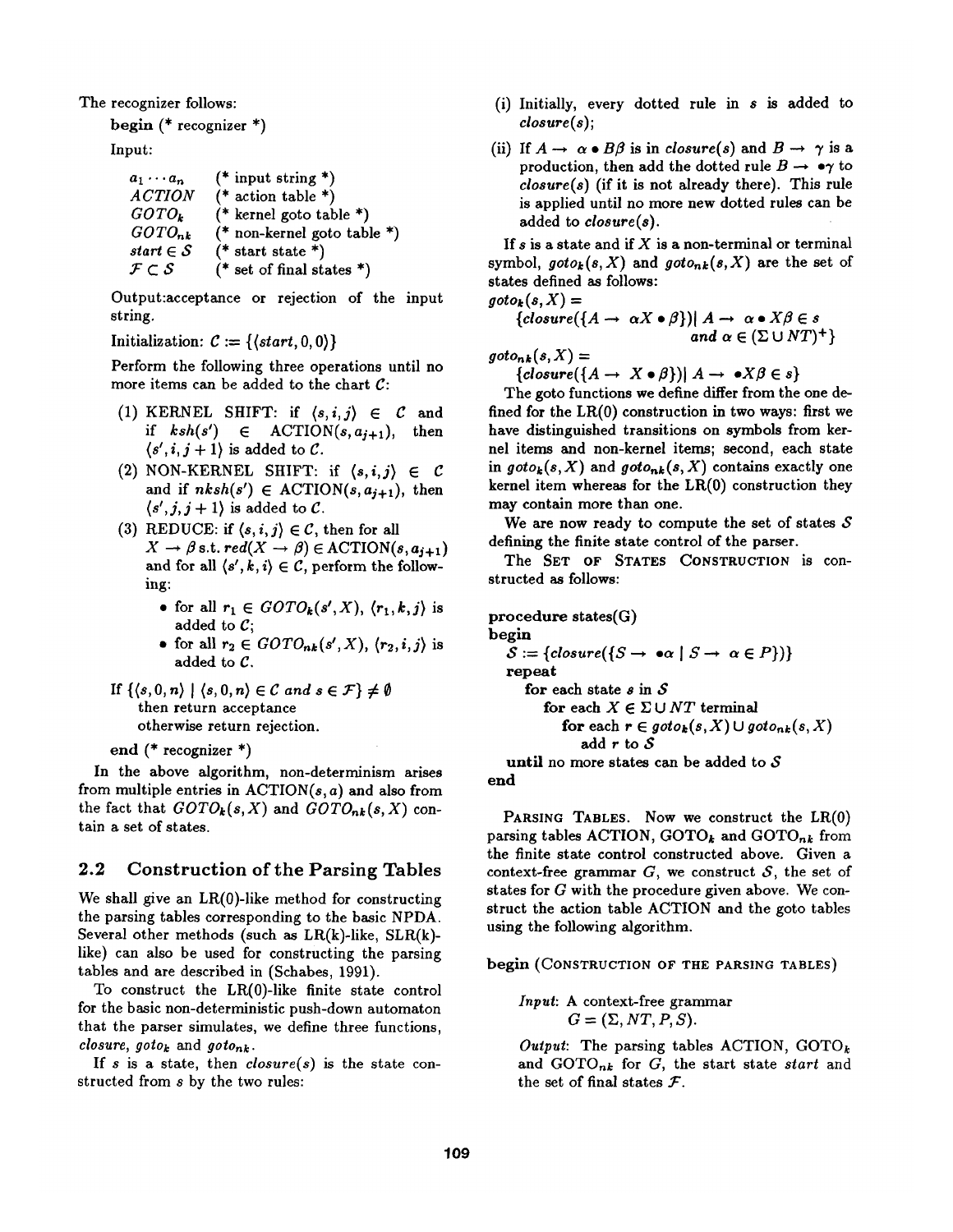The recognizer follows:

```
begin (* recognizer *)
Input:
  a_1 ··· a_n     (* input string *)
  ACTION          (* action table *)
  GOTO_k          (* kernel goto table *)
  GOTO_nk         (* non-kernel goto table *)
  start ∈ S       (* start state *)
  F ⊂ S           (* set of final states *)
```

Output:acceptance or rejection of the input string.

Initialization: $\mathcal{C} := \{\langle start, 0, 0\rangle\}$

Perform the following three operations until no more items can be added to the chart $\mathcal{C}$:

(1) KERNEL SHIFT: if $\langle s, i, j\rangle \in \mathcal{C}$ and if $ksh(s') \in \text{ACTION}(s, a_{j+1})$, then $\langle s', i, j+1\rangle$ is added to $\mathcal{C}$.

(2) NON-KERNEL SHIFT: if $\langle s, i, j\rangle \in \mathcal{C}$ and if $nksh(s') \in \text{ACTION}(s, a_{j+1})$, then $\langle s', j, j+1\rangle$ is added to $\mathcal{C}$.

(3) REDUCE: if $\langle s, i, j\rangle \in \mathcal{C}$, then for all $X \rightarrow \beta$ s.t. $red(X \rightarrow \beta) \in \text{ACTION}(s, a_{j+1})$ and for all $\langle s', k, i\rangle \in \mathcal{C}$, perform the following:

- for all $r_1 \in GOTO_k(s', X)$, $\langle r_1, k, j\rangle$ is added to $\mathcal{C}$;
- for all $r_2 \in GOTO_{nk}(s', X)$, $\langle r_2, i, j\rangle$ is added to $\mathcal{C}$.

If $\{\langle s, 0, n\rangle \mid \langle s, 0, n\rangle \in \mathcal{C} \text{ and } s \in \mathcal{F}\} \neq \emptyset$
  then return acceptance
  otherwise return rejection.

**end** (* recognizer *)

In the above algorithm, non-determinism arises from multiple entries in ACTION$(s, a)$ and also from the fact that $GOTO_k(s, X)$ and $GOTO_{nk}(s, X)$ contain a set of states.

## 2.2 Construction of the Parsing Tables

We shall give an LR(0)-like method for constructing the parsing tables corresponding to the basic NPDA. Several other methods (such as LR(k)-like, SLR(k)-like) can also be used for constructing the parsing tables and are described in (Schabes, 1991).

To construct the LR(0)-like finite state control for the basic non-deterministic push-down automaton that the parser simulates, we define three functions, *closure*, $goto_k$ and $goto_{nk}$.

If $s$ is a state, then $closure(s)$ is the state constructed from $s$ by the two rules:

(i) Initially, every dotted rule in $s$ is added to $closure(s)$;

(ii) If $A \rightarrow \alpha \bullet B\beta$ is in $closure(s)$ and $B \rightarrow \gamma$ is a production, then add the dotted rule $B \rightarrow \bullet\gamma$ to $closure(s)$ (if it is not already there). This rule is applied until no more new dotted rules can be added to $closure(s)$.

If $s$ is a state and if $X$ is a non-terminal or terminal symbol, $goto_k(s, X)$ and $goto_{nk}(s, X)$ are the set of states defined as follows:

$$goto_k(s, X) = \{closure(\{A \rightarrow \alpha X \bullet \beta\}) \mid A \rightarrow \alpha \bullet X\beta \in s \text{ and } \alpha \in (\Sigma \cup NT)^+\}$$

$$goto_{nk}(s, X) = \{closure(\{A \rightarrow X \bullet \beta\}) \mid A \rightarrow \bullet X\beta \in s\}$$

The goto functions we define differ from the one defined for the LR(0) construction in two ways: first we have distinguished transitions on symbols from kernel items and non-kernel items; second, each state in $goto_k(s, X)$ and $goto_{nk}(s, X)$ contains exactly one kernel item whereas for the LR(0) construction they may contain more than one.

We are now ready to compute the set of states $\mathcal{S}$ defining the finite state control of the parser.

The SET OF STATES CONSTRUCTION is constructed as follows:

```
procedure states(G)
begin
  S := {closure({S → •α | S → α ∈ P})}
  repeat
    for each state s in S
      for each X ∈ Σ ∪ NT terminal
        for each r ∈ goto_k(s, X) ∪ goto_nk(s, X)
          add r to S
  until no more states can be added to S
end
```

PARSING TABLES. Now we construct the LR(0) parsing tables ACTION, $\text{GOTO}_k$ and $\text{GOTO}_{nk}$ from the finite state control constructed above. Given a context-free grammar $G$, we construct $\mathcal{S}$, the set of states for $G$ with the procedure given above. We construct the action table ACTION and the goto tables using the following algorithm.

**begin** (CONSTRUCTION OF THE PARSING TABLES)

*Input*: A context-free grammar $G = (\Sigma, NT, P, S)$.

*Output*: The parsing tables ACTION, $\text{GOTO}_k$ and $\text{GOTO}_{nk}$ for $G$, the start state *start* and the set of final states $\mathcal{F}$.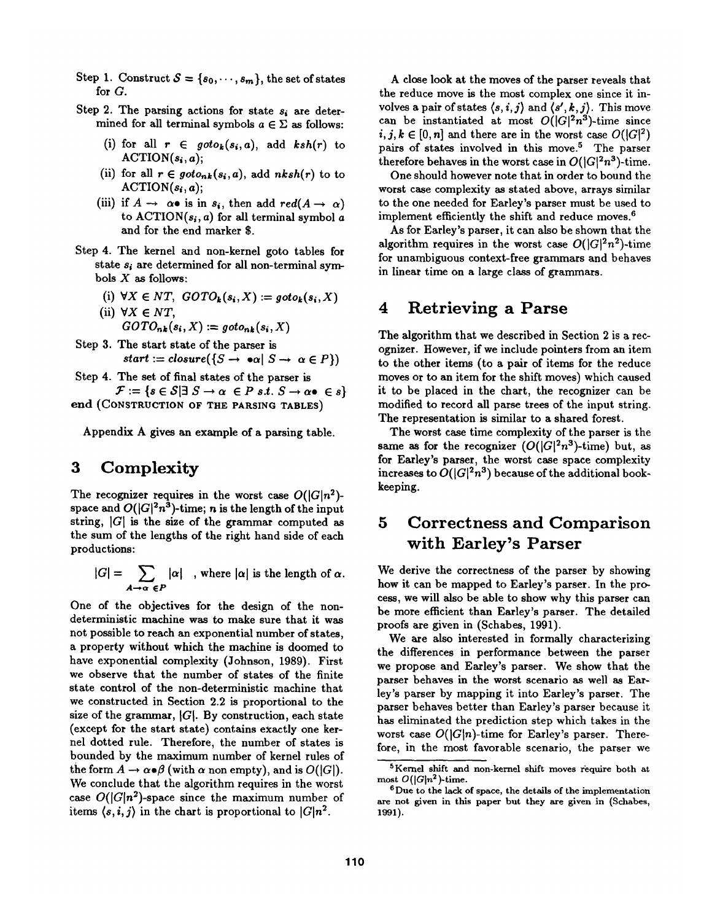Step 1. Construct $\mathcal{S} = \{s_0, \cdots, s_m\}$, the set of states for $G$.

Step 2. The parsing actions for state $s_i$ are determined for all terminal symbols $a \in \Sigma$ as follows:

(i) for all $r \in goto_k(s_i, a)$, add $ksh(r)$ to ACTION$(s_i, a)$;

(ii) for all $r \in goto_{nk}(s_i, a)$, add $nksh(r)$ to to ACTION$(s_i, a)$;

(iii) if $A \rightarrow \alpha\bullet$ is in $s_i$, then add $red(A \rightarrow \alpha)$ to ACTION$(s_i, a)$ for all terminal symbol $a$ and for the end marker $.

Step 4. The kernel and non-kernel goto tables for state $s_i$ are determined for all non-terminal symbols $X$ as follows:

(i) $\forall X \in NT,\ GOTO_k(s_i, X) := goto_k(s_i, X)$

(ii) $\forall X \in NT,$
$GOTO_{nk}(s_i, X) := goto_{nk}(s_i, X)$

Step 3. The start state of the parser is
$start := closure(\{S \rightarrow \bullet\alpha |\ S \rightarrow \alpha \in P\})$

Step 4. The set of final states of the parser is
$\mathcal{F} := \{s \in \mathcal{S} | \exists\ S \rightarrow \alpha\ \in P\ s.t.\ S \rightarrow \alpha\bullet\ \in s\}$

**end** (Construction of the parsing tables)

Appendix A gives an example of a parsing table.

## 3 Complexity

The recognizer requires in the worst case $O(|G|n^2)$-space and $O(|G|^2n^3)$-time; $n$ is the length of the input string, $|G|$ is the size of the grammar computed as the sum of the lengths of the right hand side of each productions:

$$|G| = \sum_{A \rightarrow \alpha\ \in P} |\alpha| \quad \text{, where } |\alpha| \text{ is the length of } \alpha.$$

One of the objectives for the design of the non-deterministic machine was to make sure that it was not possible to reach an exponential number of states, a property without which the machine is doomed to have exponential complexity (Johnson, 1989). First we observe that the number of states of the finite state control of the non-deterministic machine that we constructed in Section 2.2 is proportional to the size of the grammar, $|G|$. By construction, each state (except for the start state) contains exactly one kernel dotted rule. Therefore, the number of states is bounded by the maximum number of kernel rules of the form $A \rightarrow \alpha\bullet\beta$ (with $\alpha$ non empty), and is $O(|G|)$. We conclude that the algorithm requires in the worst case $O(|G|n^2)$-space since the maximum number of items $\langle s, i, j\rangle$ in the chart is proportional to $|G|n^2$.

A close look at the moves of the parser reveals that the reduce move is the most complex one since it involves a pair of states $\langle s, i, j\rangle$ and $\langle s', k, j\rangle$. This move can be instantiated at most $O(|G|^2n^3)$-time since $i, j, k \in [0, n]$ and there are in the worst case $O(|G|^2)$ pairs of states involved in this move.[5] The parser therefore behaves in the worst case in $O(|G|^2n^3)$-time.

One should however note that in order to bound the worst case complexity as stated above, arrays similar to the one needed for Earley's parser must be used to implement efficiently the shift and reduce moves.[6]

As for Earley's parser, it can also be shown that the algorithm requires in the worst case $O(|G|^2n^2)$-time for unambiguous context-free grammars and behaves in linear time on a large class of grammars.

## 4 Retrieving a Parse

The algorithm that we described in Section 2 is a recognizer. However, if we include pointers from an item to the other items (to a pair of items for the reduce moves or to an item for the shift moves) which caused it to be placed in the chart, the recognizer can be modified to record all parse trees of the input string. The representation is similar to a shared forest.

The worst case time complexity of the parser is the same as for the recognizer ($O(|G|^2n^3)$-time) but, as for Earley's parser, the worst case space complexity increases to $O(|G|^2n^3)$ because of the additional bookkeeping.

## 5 Correctness and Comparison with Earley's Parser

We derive the correctness of the parser by showing how it can be mapped to Earley's parser. In the process, we will also be able to show why this parser can be more efficient than Earley's parser. The detailed proofs are given in (Schabes, 1991).

We are also interested in formally characterizing the differences in performance between the parser we propose and Earley's parser. We show that the parser behaves in the worst scenario as well as Earley's parser by mapping it into Earley's parser. The parser behaves better than Earley's parser because it has eliminated the prediction step which takes in the worst case $O(|G|n)$-time for Earley's parser. Therefore, in the most favorable scenario, the parser we

[5] Kernel shift and non-kernel shift moves require both at most $O(|G|n^2)$-time.

[6] Due to the lack of space, the details of the implementation are not given in this paper but they are given in (Schabes, 1991).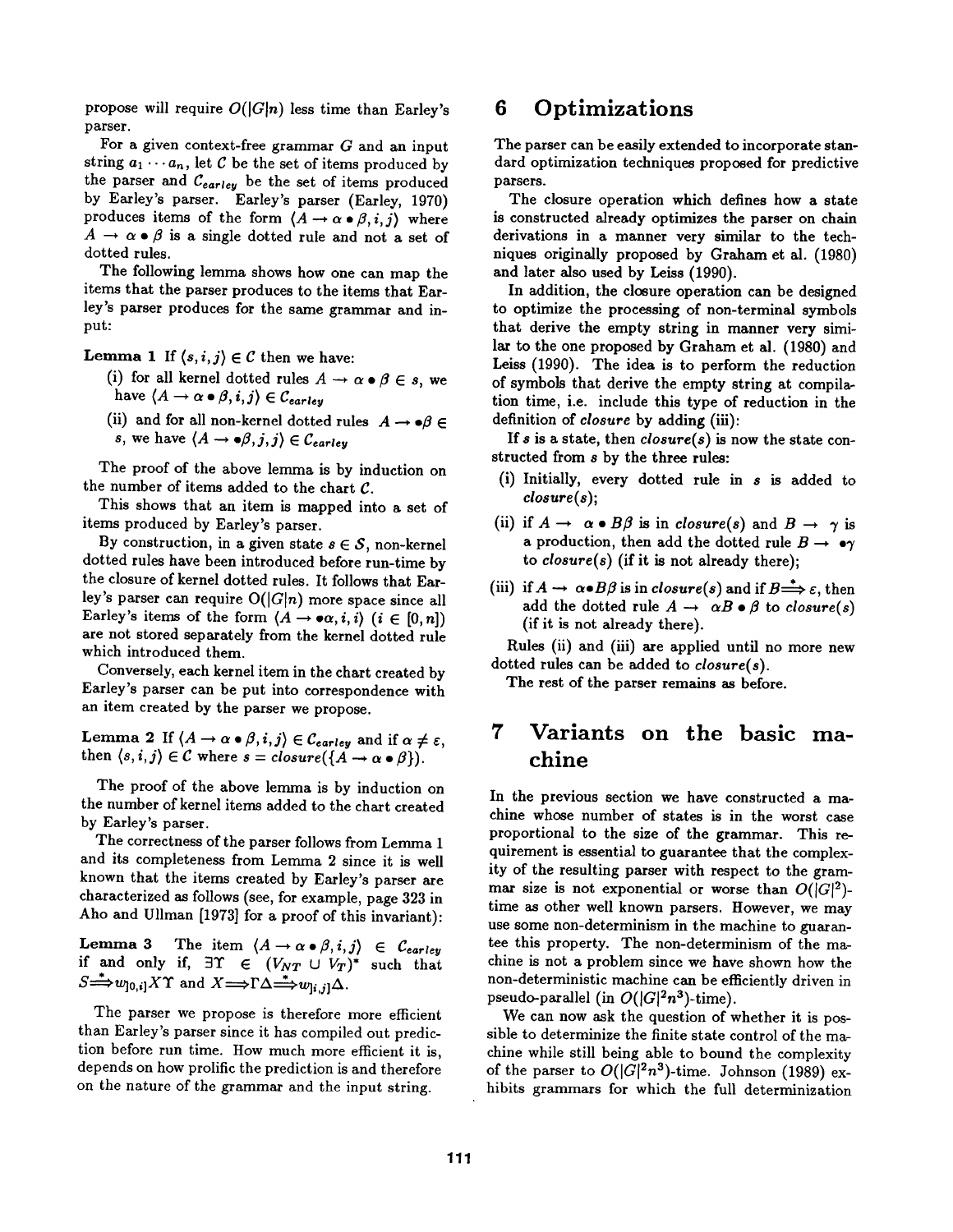propose will require $O(|G|n)$ less time than Earley's parser.

For a given context-free grammar $G$ and an input string $a_1 \cdots a_n$, let $\mathcal{C}$ be the set of items produced by the parser and $\mathcal{C}_{earley}$ be the set of items produced by Earley's parser. Earley's parser (Earley, 1970) produces items of the form $\langle A \rightarrow \alpha \bullet \beta, i, j \rangle$ where $A \rightarrow \alpha \bullet \beta$ is a single dotted rule and not a set of dotted rules.

The following lemma shows how one can map the items that the parser produces to the items that Earley's parser produces for the same grammar and input:

**Lemma 1** If $\langle s, i, j \rangle \in \mathcal{C}$ then we have:

(i) for all kernel dotted rules $A \rightarrow \alpha \bullet \beta \in s$, we have $\langle A \rightarrow \alpha \bullet \beta, i, j \rangle \in \mathcal{C}_{earley}$

(ii) and for all non-kernel dotted rules $A \rightarrow \bullet \beta \in s$, we have $\langle A \rightarrow \bullet \beta, j, j \rangle \in \mathcal{C}_{earley}$

The proof of the above lemma is by induction on the number of items added to the chart $\mathcal{C}$.

This shows that an item is mapped into a set of items produced by Earley's parser.

By construction, in a given state $s \in \mathcal{S}$, non-kernel dotted rules have been introduced before run-time by the closure of kernel dotted rules. It follows that Earley's parser can require $O(|G|n)$ more space since all Earley's items of the form $\langle A \rightarrow \bullet \alpha, i, i \rangle$ ($i \in [0, n]$) are not stored separately from the kernel dotted rule which introduced them.

Conversely, each kernel item in the chart created by Earley's parser can be put into correspondence with an item created by the parser we propose.

**Lemma 2** If $\langle A \rightarrow \alpha \bullet \beta, i, j \rangle \in \mathcal{C}_{earley}$ and if $\alpha \neq \varepsilon$, then $\langle s, i, j \rangle \in \mathcal{C}$ where $s = closure(\{A \rightarrow \alpha \bullet \beta\})$.

The proof of the above lemma is by induction on the number of kernel items added to the chart created by Earley's parser.

The correctness of the parser follows from Lemma 1 and its completeness from Lemma 2 since it is well known that the items created by Earley's parser are characterized as follows (see, for example, page 323 in Aho and Ullman [1973] for a proof of this invariant):

**Lemma 3** The item $\langle A \rightarrow \alpha \bullet \beta, i, j \rangle \in \mathcal{C}_{earley}$ if and only if, $\exists \Upsilon \in (V_{NT} \cup V_T)^*$ such that $S \stackrel{*}{\Longrightarrow} w_{]0,i]} X \Upsilon$ and $X \Longrightarrow \Gamma \Delta \stackrel{*}{\Longrightarrow} w_{]i,j]} \Delta$.

The parser we propose is therefore more efficient than Earley's parser since it has compiled out prediction before run time. How much more efficient it is, depends on how prolific the prediction is and therefore on the nature of the grammar and the input string.

# 6 Optimizations

The parser can be easily extended to incorporate standard optimization techniques proposed for predictive parsers.

The closure operation which defines how a state is constructed already optimizes the parser on chain derivations in a manner very similar to the techniques originally proposed by Graham et al. (1980) and later also used by Leiss (1990).

In addition, the closure operation can be designed to optimize the processing of non-terminal symbols that derive the empty string in manner very similar to the one proposed by Graham et al. (1980) and Leiss (1990). The idea is to perform the reduction of symbols that derive the empty string at compilation time, i.e. include this type of reduction in the definition of *closure* by adding (iii):

If $s$ is a state, then *closure(s)* is now the state constructed from $s$ by the three rules:

(i) Initially, every dotted rule in $s$ is added to *closure(s)*;

(ii) if $A \rightarrow \alpha \bullet B\beta$ is in *closure(s)* and $B \rightarrow \gamma$ is a production, then add the dotted rule $B \rightarrow \bullet\gamma$ to *closure(s)* (if it is not already there);

(iii) if $A \rightarrow \alpha \bullet B\beta$ is in *closure(s)* and if $B \stackrel{*}{\Longrightarrow} \varepsilon$, then add the dotted rule $A \rightarrow \alpha B \bullet \beta$ to *closure(s)* (if it is not already there).

Rules (ii) and (iii) are applied until no more new dotted rules can be added to *closure(s)*.

The rest of the parser remains as before.

# 7 Variants on the basic machine

In the previous section we have constructed a machine whose number of states is in the worst case proportional to the size of the grammar. This requirement is essential to guarantee that the complexity of the resulting parser with respect to the grammar size is not exponential or worse than $O(|G|^2)$-time as other well known parsers. However, we may use some non-determinism in the machine to guarantee this property. The non-determinism of the machine is not a problem since we have shown how the non-deterministic machine can be efficiently driven in pseudo-parallel (in $O(|G|^2 n^3)$-time).

We can now ask the question of whether it is possible to determinize the finite state control of the machine while still being able to bound the complexity of the parser to $O(|G|^2 n^3)$-time. Johnson (1989) exhibits grammars for which the full determinization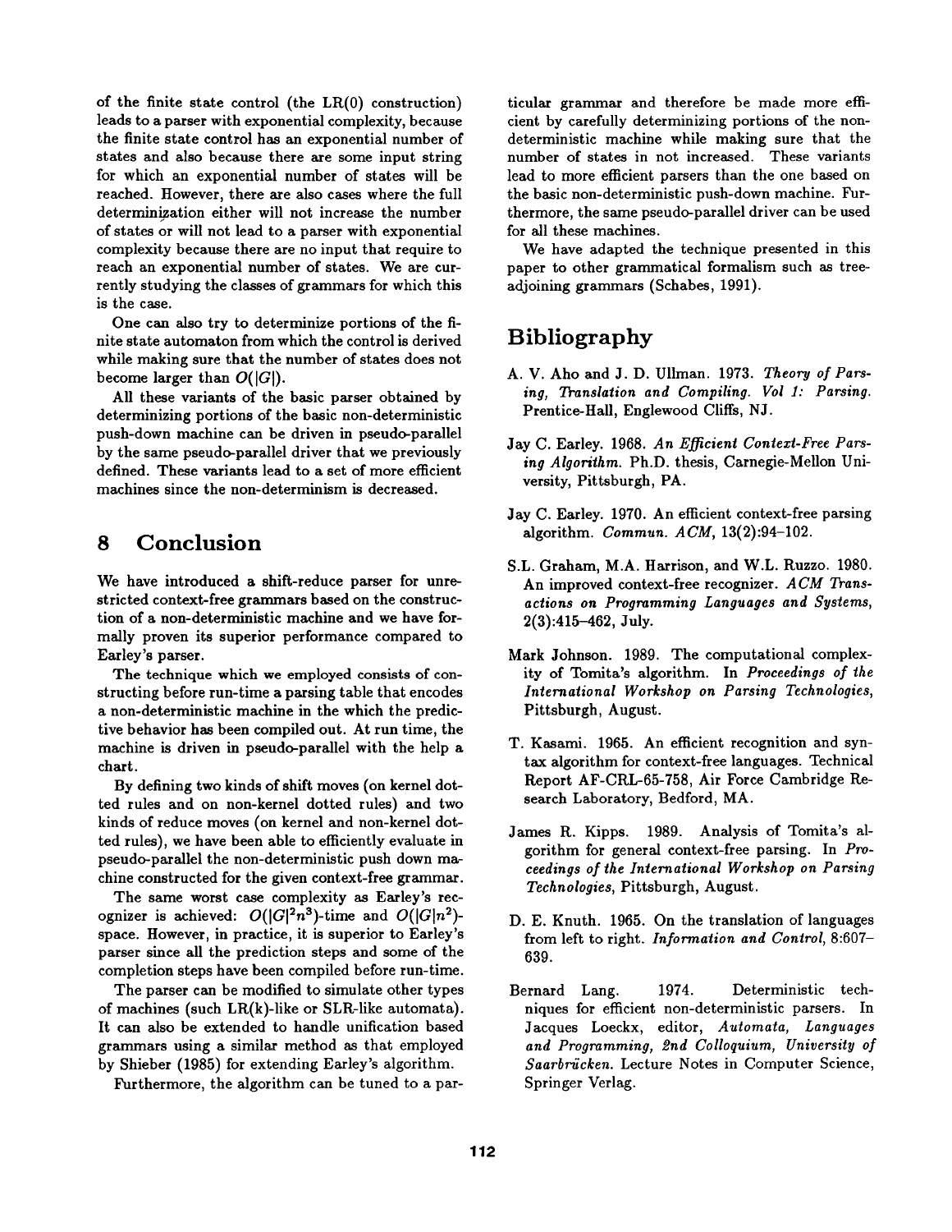of the finite state control (the LR(0) construction) leads to a parser with exponential complexity, because the finite state control has an exponential number of states and also because there are some input string for which an exponential number of states will be reached. However, there are also cases where the full determinization either will not increase the number of states or will not lead to a parser with exponential complexity because there are no input that require to reach an exponential number of states. We are currently studying the classes of grammars for which this is the case.

One can also try to determinize portions of the finite state automaton from which the control is derived while making sure that the number of states does not become larger than $O(|G|)$.

All these variants of the basic parser obtained by determinizing portions of the basic non-deterministic push-down machine can be driven in pseudo-parallel by the same pseudo-parallel driver that we previously defined. These variants lead to a set of more efficient machines since the non-determinism is decreased.

## 8 Conclusion

We have introduced a shift-reduce parser for unrestricted context-free grammars based on the construction of a non-deterministic machine and we have formally proven its superior performance compared to Earley's parser.

The technique which we employed consists of constructing before run-time a parsing table that encodes a non-deterministic machine in the which the predictive behavior has been compiled out. At run time, the machine is driven in pseudo-parallel with the help a chart.

By defining two kinds of shift moves (on kernel dotted rules and on non-kernel dotted rules) and two kinds of reduce moves (on kernel and non-kernel dotted rules), we have been able to efficiently evaluate in pseudo-parallel the non-deterministic push down machine constructed for the given context-free grammar.

The same worst case complexity as Earley's recognizer is achieved: $O(|G|^2 n^3)$-time and $O(|G|n^2)$-space. However, in practice, it is superior to Earley's parser since all the prediction steps and some of the completion steps have been compiled before run-time.

The parser can be modified to simulate other types of machines (such LR(k)-like or SLR-like automata). It can also be extended to handle unification based grammars using a similar method as that employed by Shieber (1985) for extending Earley's algorithm.

Furthermore, the algorithm can be tuned to a particular grammar and therefore be made more efficient by carefully determinizing portions of the non-deterministic machine while making sure that the number of states in not increased. These variants lead to more efficient parsers than the one based on the basic non-deterministic push-down machine. Furthermore, the same pseudo-parallel driver can be used for all these machines.

We have adapted the technique presented in this paper to other grammatical formalism such as tree-adjoining grammars (Schabes, 1991).

## Bibliography

A. V. Aho and J. D. Ullman. 1973. *Theory of Parsing, Translation and Compiling. Vol 1: Parsing.* Prentice-Hall, Englewood Cliffs, NJ.

Jay C. Earley. 1968. *An Efficient Context-Free Parsing Algorithm.* Ph.D. thesis, Carnegie-Mellon University, Pittsburgh, PA.

Jay C. Earley. 1970. An efficient context-free parsing algorithm. *Commun. ACM*, 13(2):94–102.

S.L. Graham, M.A. Harrison, and W.L. Ruzzo. 1980. An improved context-free recognizer. *ACM Transactions on Programming Languages and Systems*, 2(3):415–462, July.

Mark Johnson. 1989. The computational complexity of Tomita's algorithm. In *Proceedings of the International Workshop on Parsing Technologies*, Pittsburgh, August.

T. Kasami. 1965. An efficient recognition and syntax algorithm for context-free languages. Technical Report AF-CRL-65-758, Air Force Cambridge Research Laboratory, Bedford, MA.

James R. Kipps. 1989. Analysis of Tomita's algorithm for general context-free parsing. In *Proceedings of the International Workshop on Parsing Technologies*, Pittsburgh, August.

D. E. Knuth. 1965. On the translation of languages from left to right. *Information and Control*, 8:607–639.

Bernard Lang. 1974. Deterministic techniques for efficient non-deterministic parsers. In Jacques Loeckx, editor, *Automata, Languages and Programming, 2nd Colloquium, University of Saarbrücken.* Lecture Notes in Computer Science, Springer Verlag.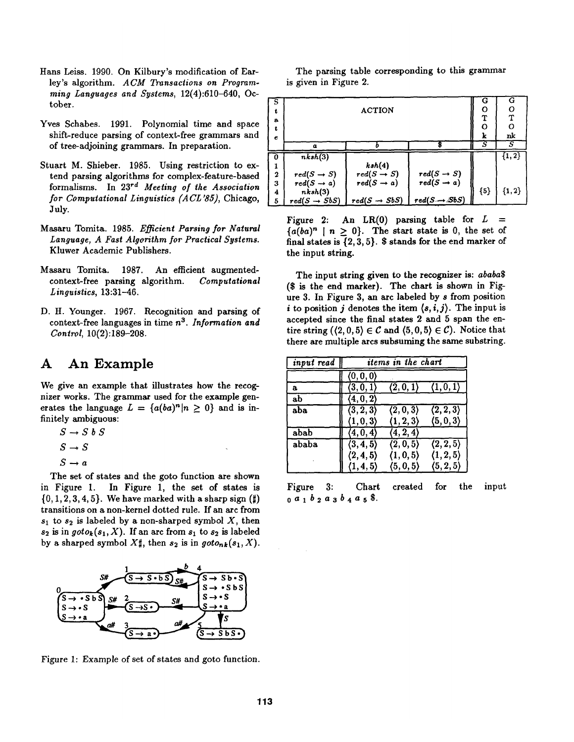Hans Leiss. 1990. On Kilbury's modification of Earley's algorithm. *ACM Transactions on Programming Languages and Systems*, 12(4):610–640, October.

Yves Schabes. 1991. Polynomial time and space shift-reduce parsing of context-free grammars and of tree-adjoining grammars. In preparation.

Stuart M. Shieber. 1985. Using restriction to extend parsing algorithms for complex-feature-based formalisms. In $23^{rd}$ *Meeting of the Association for Computational Linguistics (ACL'85)*, Chicago, July.

Masaru Tomita. 1985. *Efficient Parsing for Natural Language, A Fast Algorithm for Practical Systems.* Kluwer Academic Publishers.

Masaru Tomita. 1987. An efficient augmented-context-free parsing algorithm. *Computational Linguistics*, 13:31–46.

D. H. Younger. 1967. Recognition and parsing of context-free languages in time $n^3$. *Information and Control*, 10(2):189–208.

# A An Example

We give an example that illustrates how the recognizer works. The grammar used for the example generates the language $L = \{a(ba)^n | n \geq 0\}$ and is infinitely ambiguous:

$S \rightarrow S\ b\ S$

$S \rightarrow S$

$S \rightarrow a$

The set of states and the goto function are shown in Figure 1. In Figure 1, the set of states is $\{0, 1, 2, 3, 4, 5\}$. We have marked with a sharp sign ($\sharp$) transitions on a non-kernel dotted rule. If an arc from $s_1$ to $s_2$ is labeled by a non-sharped symbol $X$, then $s_2$ is in $goto_k(s_1, X)$. If an arc from $s_1$ to $s_2$ is labeled by a sharped symbol $X\sharp$, then $s_2$ is in $goto_{nk}(s_1, X)$.

0: S → •SbS, S → •S, S → •a
1: S → S•bS
2: S → S•
3: S → a•
4: S → Sb•S, S → •SbS, S → •S, S → •a
5: S → SbS•
S#
S#
S#
S#
b
a#
a#
S

Figure 1: Example of set of states and goto function.

The parsing table corresponding to this grammar is given in Figure 2.

| State | ACTION $a$ | ACTION $b$ | ACTION $ | GOTOk $S$ | GOTOnk $S$ |
|---|---|---|---|---|---|
| 0 | $nksh(3)$ | | | | $\{1,2\}$ |
| 1 | | $ksh(4)$ | | | |
| 2 | $red(S \rightarrow S)$ | $red(S \rightarrow S)$ | $red(S \rightarrow S)$ | | |
| 3 | $red(S \rightarrow a)$ | $red(S \rightarrow a)$ | $red(S \rightarrow a)$ | | |
| 4 | $nksh(3)$ | | | $\{5\}$ | $\{1,2\}$ |
| 5 | $red(S \rightarrow SbS)$ | $red(S \rightarrow SbS)$ | $red(S \rightarrow SbS)$ | | |

Figure 2: An LR(0) parsing table for $L = \{a(ba)^n \mid n \geq 0\}$. The start state is 0, the set of final states is $\{2, 3, 5\}$. $ stands for the end marker of the input string.

The input string given to the recognizer is: *ababa$* ($ is the end marker). The chart is shown in Figure 3. In Figure 3, an arc labeled by $s$ from position $i$ to position $j$ denotes the item $\langle s, i, j\rangle$. The input is accepted since the final states 2 and 5 span the entire string ($\langle 2, 0, 5\rangle \in \mathcal{C}$ and $\langle 5, 0, 5\rangle \in \mathcal{C}$). Notice that there are multiple arcs subsuming the same substring.

| *input read* | *items in the chart* | | |
|---|---|---|---|
| | $\langle 0,0,0\rangle$ | | |
| a | $\langle 3,0,1\rangle$ | $\langle 2,0,1\rangle$ | $\langle 1,0,1\rangle$ |
| ab | $\langle 4,0,2\rangle$ | | |
| aba | $\langle 3,2,3\rangle$ | $\langle 2,0,3\rangle$ | $\langle 2,2,3\rangle$ |
| | $\langle 1,0,3\rangle$ | $\langle 1,2,3\rangle$ | $\langle 5,0,3\rangle$ |
| abab | $\langle 4,0,4\rangle$ | $\langle 4,2,4\rangle$ | |
| ababa | $\langle 3,4,5\rangle$ | $\langle 2,0,5\rangle$ | $\langle 2,2,5\rangle$ |
| | $\langle 2,4,5\rangle$ | $\langle 1,0,5\rangle$ | $\langle 1,2,5\rangle$ |
| | $\langle 1,4,5\rangle$ | $\langle 5,0,5\rangle$ | $\langle 5,2,5\rangle$ |

Figure 3: Chart created for the input ${}_0 a_1 b_2 a_3 b_4 a_5$ $.